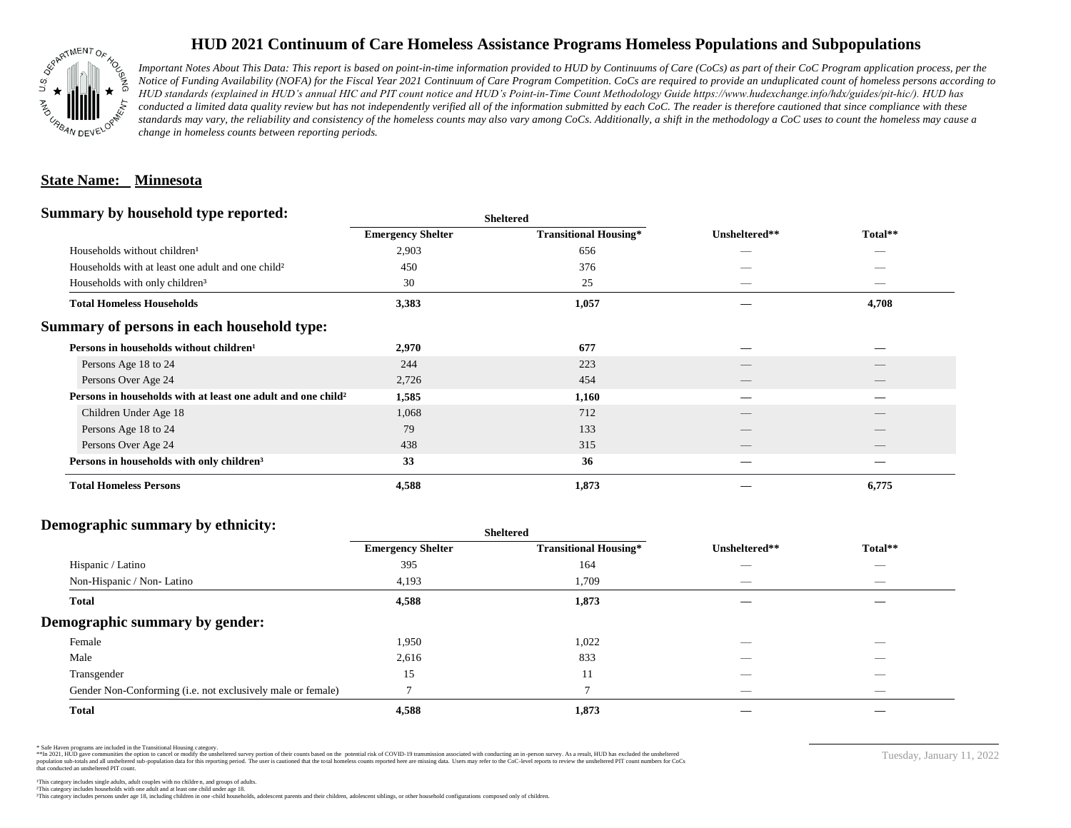# HUD 2021 Continuum of Care Homeless Assistance Programs Homeless Populations and Subpopulations

*Important Notes About This Data: This report is based on point-in-time information provided to HUD by Continuums of Care (CoCs) as part of their CoC Program application process, per the Notice of Funding Availability (NOFA) for the Fiscal Year 2021 Continuum of Care Program Competition. CoCs are required to provide an unduplicated count of homeless persons according to HUD standards (explained in HUD's annual HIC and PIT count notice and HUD's Point-in-Time Count Methodology Guide https://www.hudexchange.info/hdx/guides/pit-hic/). HUD has conducted a limited data quality review but has not independently verified all of the information submitted by each CoC. The reader is therefore cautioned that since compliance with these standards may vary, the reliability and consistency of the homeless counts may also vary among CoCs. Additionally, a shift in the methodology a CoC uses to count the homeless may cause a change in homeless counts between reporting periods.*

**State Name: Minnesota**

## Summary by household type reported:

| | Sheltered | | | |
|---|---|---|---|---|
| | Emergency Shelter | Transitional Housing* | Unsheltered** | Total** |
| Households without children¹ | 2,903 | 656 | — | — |
| Households with at least one adult and one child² | 450 | 376 | — | — |
| Households with only children³ | 30 | 25 | — | — |
| **Total Homeless Households** | **3,383** | **1,057** | **—** | **4,708** |

## Summary of persons in each household type:

| | Emergency Shelter | Transitional Housing* | Unsheltered** | Total** |
|---|---|---|---|---|
| **Persons in households without children¹** | **2,970** | **677** | **—** | **—** |
| Persons Age 18 to 24 | 244 | 223 | — | — |
| Persons Over Age 24 | 2,726 | 454 | — | — |
| **Persons in households with at least one adult and one child²** | **1,585** | **1,160** | **—** | **—** |
| Children Under Age 18 | 1,068 | 712 | — | — |
| Persons Age 18 to 24 | 79 | 133 | — | — |
| Persons Over Age 24 | 438 | 315 | — | — |
| **Persons in households with only children³** | **33** | **36** | **—** | **—** |
| **Total Homeless Persons** | **4,588** | **1,873** | **—** | **6,775** |

## Demographic summary by ethnicity:

| | Sheltered | | | |
|---|---|---|---|---|
| | Emergency Shelter | Transitional Housing* | Unsheltered** | Total** |
| Hispanic / Latino | 395 | 164 | — | — |
| Non-Hispanic / Non- Latino | 4,193 | 1,709 | — | — |
| **Total** | **4,588** | **1,873** | **—** | **—** |

## Demographic summary by gender:

| | Emergency Shelter | Transitional Housing* | Unsheltered** | Total** |
|---|---|---|---|---|
| Female | 1,950 | 1,022 | — | — |
| Male | 2,616 | 833 | — | — |
| Transgender | 15 | 11 | — | — |
| Gender Non-Conforming (i.e. not exclusively male or female) | 7 | 7 | — | — |
| **Total** | **4,588** | **1,873** | **—** | **—** |

\* Safe Haven programs are included in the Transitional Housing category.
\*\*In 2021, HUD gave communities the option to cancel or modify the unsheltered survey portion of their counts based on the potential risk of COVID-19 transmission associated with conducting an in-person survey. As a result, HUD has excluded the unsheltered population sub-totals and all unsheltered sub-population data for this reporting period. The user is cautioned that the total homeless counts reported here are missing data. Users may refer to the CoC-level reports to review the unsheltered PIT count numbers for CoCs that conducted an unsheltered PIT count.

¹This category includes single adults, adult couples with no children, and groups of adults.
²This category includes households with one adult and at least one child under age 18.
³This category includes persons under age 18, including children in one-child households, adolescent parents and their children, adolescent siblings, or other household configurations composed only of children.

Tuesday, January 11, 2022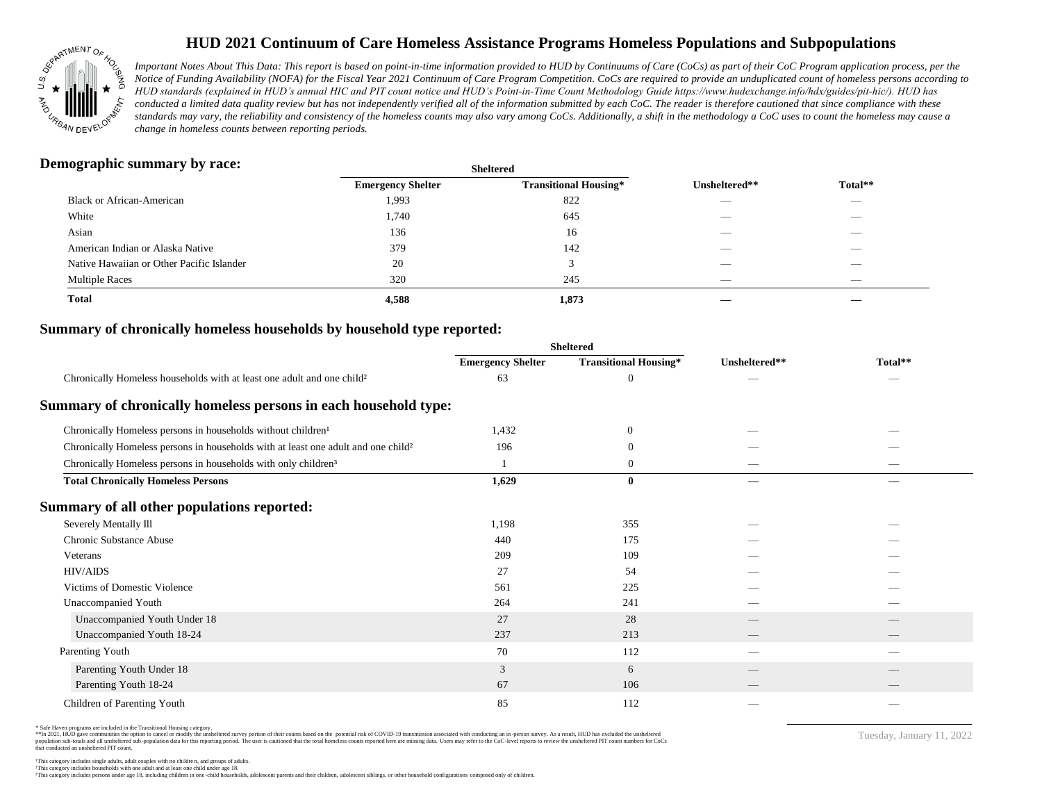# HUD 2021 Continuum of Care Homeless Assistance Programs Homeless Populations and Subpopulations

*Important Notes About This Data: This report is based on point-in-time information provided to HUD by Continuums of Care (CoCs) as part of their CoC Program application process, per the Notice of Funding Availability (NOFA) for the Fiscal Year 2021 Continuum of Care Program Competition. CoCs are required to provide an unduplicated count of homeless persons according to HUD standards (explained in HUD's annual HIC and PIT count notice and HUD's Point-in-Time Count Methodology Guide https://www.hudexchange.info/hdx/guides/pit-hic/). HUD has conducted a limited data quality review but has not independently verified all of the information submitted by each CoC. The reader is therefore cautioned that since compliance with these standards may vary, the reliability and consistency of the homeless counts may also vary among CoCs. Additionally, a shift in the methodology a CoC uses to count the homeless may cause a change in homeless counts between reporting periods.*

## Demographic summary by race:

| | Sheltered | | | |
|---|---|---|---|---|
| | Emergency Shelter | Transitional Housing* | Unsheltered** | Total** |
| Black or African-American | 1,993 | 822 | — | — |
| White | 1,740 | 645 | — | — |
| Asian | 136 | 16 | — | — |
| American Indian or Alaska Native | 379 | 142 | — | — |
| Native Hawaiian or Other Pacific Islander | 20 | 3 | — | — |
| Multiple Races | 320 | 245 | — | — |
| **Total** | **4,588** | **1,873** | **—** | **—** |

## Summary of chronically homeless households by household type reported:

| | Sheltered | | | |
|---|---|---|---|---|
| | Emergency Shelter | Transitional Housing* | Unsheltered** | Total** |
| Chronically Homeless households with at least one adult and one child[2] | 63 | 0 | — | — |

## Summary of chronically homeless persons in each household type:

| | Emergency Shelter | Transitional Housing* | Unsheltered** | Total** |
|---|---|---|---|---|
| Chronically Homeless persons in households without children[1] | 1,432 | 0 | — | — |
| Chronically Homeless persons in households with at least one adult and one child[2] | 196 | 0 | — | — |
| Chronically Homeless persons in households with only children[3] | 1 | 0 | — | — |
| **Total Chronically Homeless Persons** | **1,629** | **0** | **—** | **—** |

## Summary of all other populations reported:

| | Emergency Shelter | Transitional Housing* | Unsheltered** | Total** |
|---|---|---|---|---|
| Severely Mentally Ill | 1,198 | 355 | — | — |
| Chronic Substance Abuse | 440 | 175 | — | — |
| Veterans | 209 | 109 | — | — |
| HIV/AIDS | 27 | 54 | — | — |
| Victims of Domestic Violence | 561 | 225 | — | — |
| Unaccompanied Youth | 264 | 241 | — | — |
| Unaccompanied Youth Under 18 | 27 | 28 | — | — |
| Unaccompanied Youth 18-24 | 237 | 213 | — | — |
| Parenting Youth | 70 | 112 | — | — |
| Parenting Youth Under 18 | 3 | 6 | — | — |
| Parenting Youth 18-24 | 67 | 106 | — | — |
| Children of Parenting Youth | 85 | 112 | — | — |

\* Safe Haven programs are included in the Transitional Housing category.

\*\*In 2021, HUD gave communities the option to cancel or modify the unsheltered survey portion of their counts based on the potential risk of COVID-19 transmission associated with conducting an in-person survey. As a result, HUD has excluded the unsheltered population sub-totals and all unsheltered sub-population data for this reporting period. The user is cautioned that the total homeless counts reported here are missing data. Users may refer to the CoC-level reports to review the unsheltered PIT count numbers for CoCs that conducted an unsheltered PIT count.

[1]This category includes single adults, adult couples with no children, and groups of adults.
[2]This category includes households with one adult and at least one child under age 18.
[3]This category includes persons under age 18, including children in one-child households, adolescent parents and their children, adolescent siblings, or other household configurations composed only of children.

Tuesday, January 11, 2022